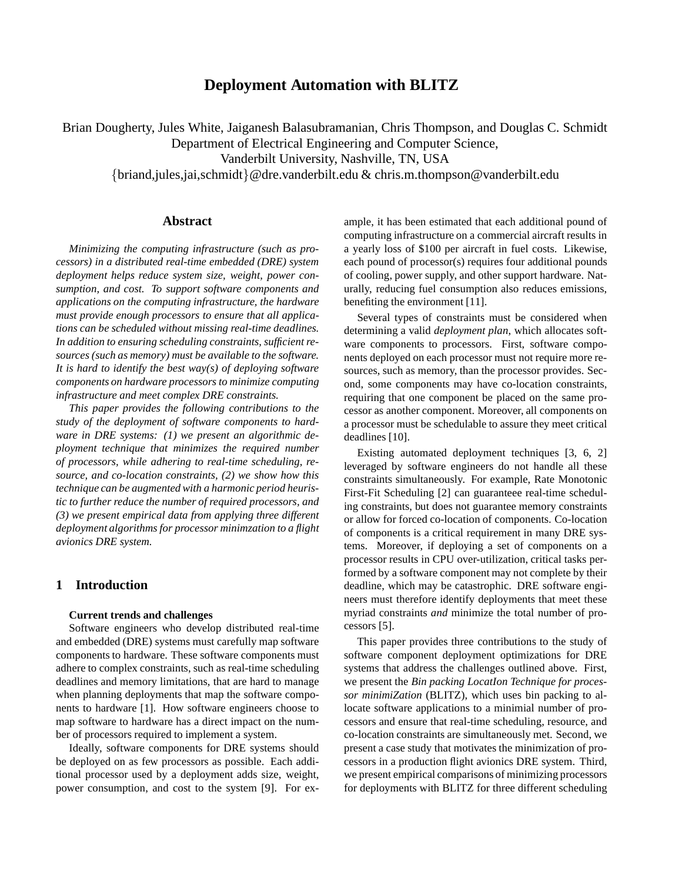# Deployment Automation with BLITZ

Brian Dougherty, Jules White, Jaiganesh Balasubramanian, Chris Thompson, and Douglas C. Schmidt
Department of Electrical Engineering and Computer Science,
Vanderbilt University, Nashville, TN, USA
{briand,jules,jai,schmidt}@dre.vanderbilt.edu & chris.m.thompson@vanderbilt.edu

## Abstract

*Minimizing the computing infrastructure (such as processors) in a distributed real-time embedded (DRE) system deployment helps reduce system size, weight, power consumption, and cost. To support software components and applications on the computing infrastructure, the hardware must provide enough processors to ensure that all applications can be scheduled without missing real-time deadlines. In addition to ensuring scheduling constraints, sufficient resources (such as memory) must be available to the software. It is hard to identify the best way(s) of deploying software components on hardware processors to minimize computing infrastructure and meet complex DRE constraints.*

*This paper provides the following contributions to the study of the deployment of software components to hardware in DRE systems: (1) we present an algorithmic deployment technique that minimizes the required number of processors, while adhering to real-time scheduling, resource, and co-location constraints, (2) we show how this technique can be augmented with a harmonic period heuristic to further reduce the number of required processors, and (3) we present empirical data from applying three different deployment algorithms for processor minimzation to a flight avionics DRE system.*

## 1 Introduction

**Current trends and challenges**

Software engineers who develop distributed real-time and embedded (DRE) systems must carefully map software components to hardware. These software components must adhere to complex constraints, such as real-time scheduling deadlines and memory limitations, that are hard to manage when planning deployments that map the software components to hardware [1]. How software engineers choose to map software to hardware has a direct impact on the number of processors required to implement a system.

Ideally, software components for DRE systems should be deployed on as few processors as possible. Each additional processor used by a deployment adds size, weight, power consumption, and cost to the system [9]. For example, it has been estimated that each additional pound of computing infrastructure on a commercial aircraft results in a yearly loss of $100 per aircraft in fuel costs. Likewise, each pound of processor(s) requires four additional pounds of cooling, power supply, and other support hardware. Naturally, reducing fuel consumption also reduces emissions, benefiting the environment [11].

Several types of constraints must be considered when determining a valid *deployment plan*, which allocates software components to processors. First, software components deployed on each processor must not require more resources, such as memory, than the processor provides. Second, some components may have co-location constraints, requiring that one component be placed on the same processor as another component. Moreover, all components on a processor must be schedulable to assure they meet critical deadlines [10].

Existing automated deployment techniques [3, 6, 2] leveraged by software engineers do not handle all these constraints simultaneously. For example, Rate Monotonic First-Fit Scheduling [2] can guaranteee real-time scheduling constraints, but does not guarantee memory constraints or allow for forced co-location of components. Co-location of components is a critical requirement in many DRE systems. Moreover, if deploying a set of components on a processor results in CPU over-utilization, critical tasks performed by a software component may not complete by their deadline, which may be catastrophic. DRE software engineers must therefore identify deployments that meet these myriad constraints *and* minimize the total number of processors [5].

This paper provides three contributions to the study of software component deployment optimizations for DRE systems that address the challenges outlined above. First, we present the *Bin packing LocatIon Technique for processor minimiZation* (BLITZ), which uses bin packing to allocate software applications to a minimial number of processors and ensure that real-time scheduling, resource, and co-location constraints are simultaneously met. Second, we present a case study that motivates the minimization of processors in a production flight avionics DRE system. Third, we present empirical comparisons of minimizing processors for deployments with BLITZ for three different scheduling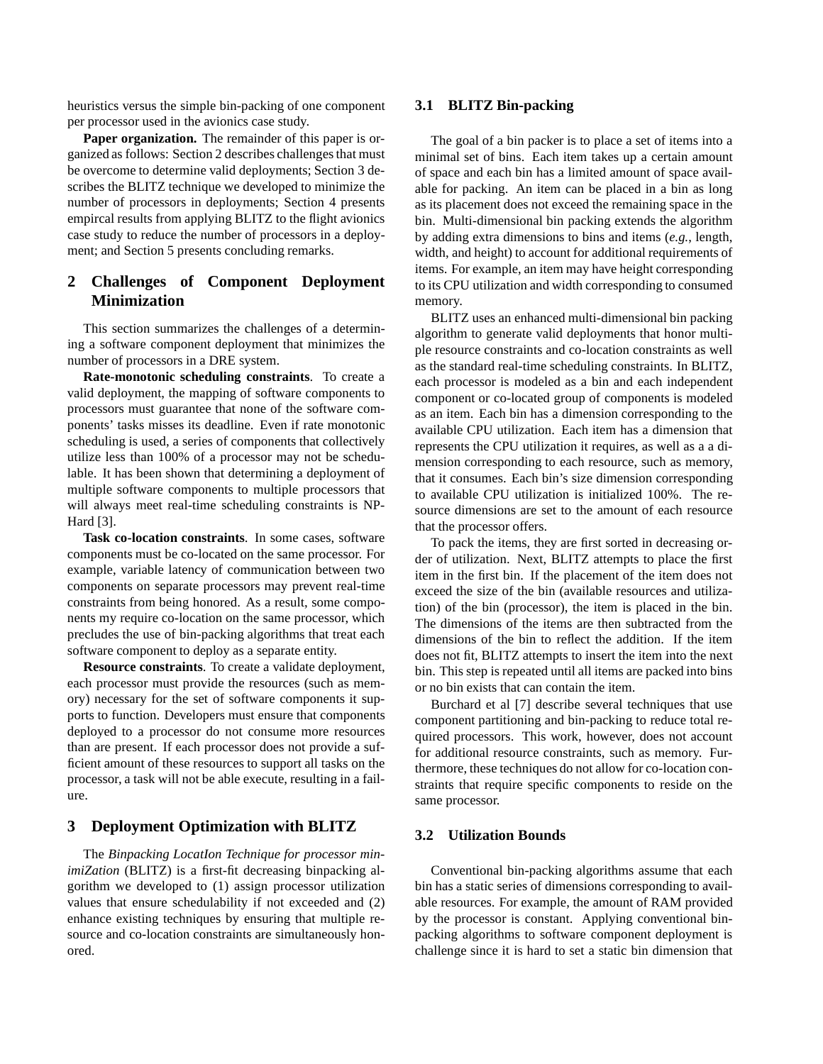heuristics versus the simple bin-packing of one component per processor used in the avionics case study.

**Paper organization.** The remainder of this paper is organized as follows: Section 2 describes challenges that must be overcome to determine valid deployments; Section 3 describes the BLITZ technique we developed to minimize the number of processors in deployments; Section 4 presents empircal results from applying BLITZ to the flight avionics case study to reduce the number of processors in a deployment; and Section 5 presents concluding remarks.

## 2 Challenges of Component Deployment Minimization

This section summarizes the challenges of a determining a software component deployment that minimizes the number of processors in a DRE system.

**Rate-monotonic scheduling constraints**. To create a valid deployment, the mapping of software components to processors must guarantee that none of the software components' tasks misses its deadline. Even if rate monotonic scheduling is used, a series of components that collectively utilize less than 100% of a processor may not be schedulable. It has been shown that determining a deployment of multiple software components to multiple processors that will always meet real-time scheduling constraints is NP-Hard [3].

**Task co-location constraints**. In some cases, software components must be co-located on the same processor. For example, variable latency of communication between two components on separate processors may prevent real-time constraints from being honored. As a result, some components my require co-location on the same processor, which precludes the use of bin-packing algorithms that treat each software component to deploy as a separate entity.

**Resource constraints**. To create a validate deployment, each processor must provide the resources (such as memory) necessary for the set of software components it supports to function. Developers must ensure that components deployed to a processor do not consume more resources than are present. If each processor does not provide a sufficient amount of these resources to support all tasks on the processor, a task will not be able execute, resulting in a failure.

## 3 Deployment Optimization with BLITZ

The *Binpacking LocatIon Technique for processor minimiZation* (BLITZ) is a first-fit decreasing binpacking algorithm we developed to (1) assign processor utilization values that ensure schedulability if not exceeded and (2) enhance existing techniques by ensuring that multiple resource and co-location constraints are simultaneously honored.

### 3.1 BLITZ Bin-packing

The goal of a bin packer is to place a set of items into a minimal set of bins. Each item takes up a certain amount of space and each bin has a limited amount of space available for packing. An item can be placed in a bin as long as its placement does not exceed the remaining space in the bin. Multi-dimensional bin packing extends the algorithm by adding extra dimensions to bins and items (*e.g.*, length, width, and height) to account for additional requirements of items. For example, an item may have height corresponding to its CPU utilization and width corresponding to consumed memory.

BLITZ uses an enhanced multi-dimensional bin packing algorithm to generate valid deployments that honor multiple resource constraints and co-location constraints as well as the standard real-time scheduling constraints. In BLITZ, each processor is modeled as a bin and each independent component or co-located group of components is modeled as an item. Each bin has a dimension corresponding to the available CPU utilization. Each item has a dimension that represents the CPU utilization it requires, as well as a a dimension corresponding to each resource, such as memory, that it consumes. Each bin's size dimension corresponding to available CPU utilization is initialized 100%. The resource dimensions are set to the amount of each resource that the processor offers.

To pack the items, they are first sorted in decreasing order of utilization. Next, BLITZ attempts to place the first item in the first bin. If the placement of the item does not exceed the size of the bin (available resources and utilization) of the bin (processor), the item is placed in the bin. The dimensions of the items are then subtracted from the dimensions of the bin to reflect the addition. If the item does not fit, BLITZ attempts to insert the item into the next bin. This step is repeated until all items are packed into bins or no bin exists that can contain the item.

Burchard et al [7] describe several techniques that use component partitioning and bin-packing to reduce total required processors. This work, however, does not account for additional resource constraints, such as memory. Furthermore, these techniques do not allow for co-location constraints that require specific components to reside on the same processor.

### 3.2 Utilization Bounds

Conventional bin-packing algorithms assume that each bin has a static series of dimensions corresponding to available resources. For example, the amount of RAM provided by the processor is constant. Applying conventional bin-packing algorithms to software component deployment is challenge since it is hard to set a static bin dimension that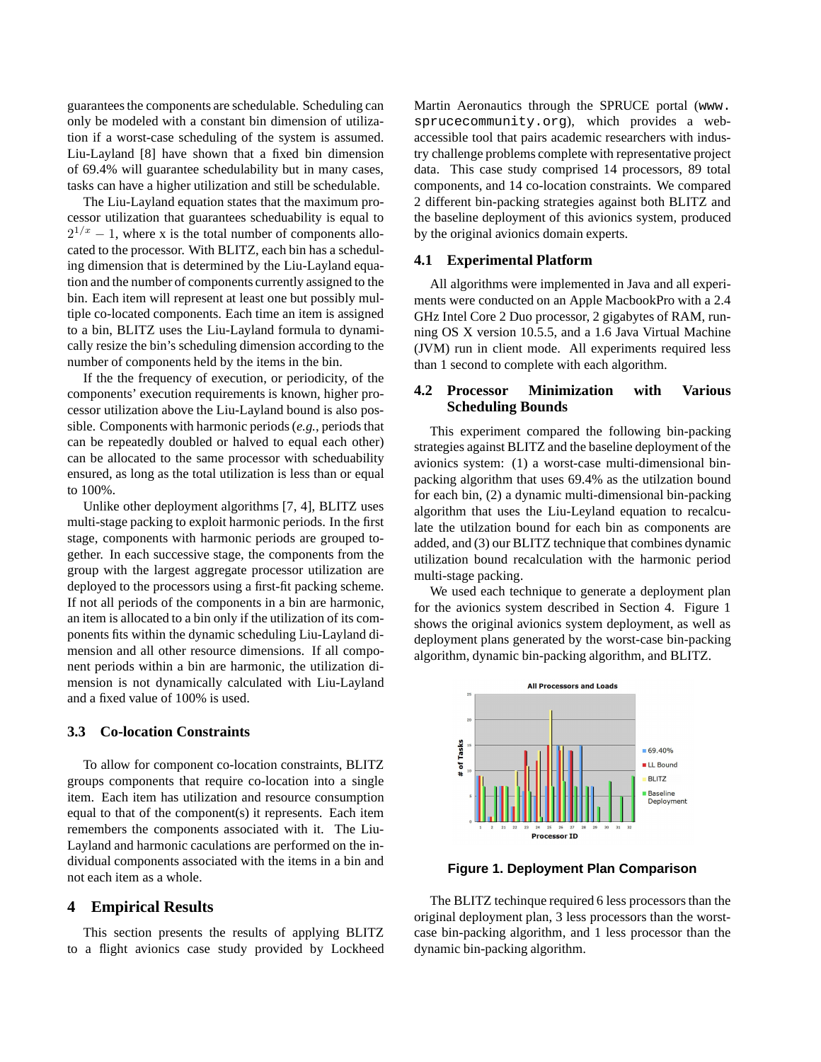guarantees the components are schedulable. Scheduling can only be modeled with a constant bin dimension of utilization if a worst-case scheduling of the system is assumed. Liu-Layland [8] have shown that a fixed bin dimension of 69.4% will guarantee schedulability but in many cases, tasks can have a higher utilization and still be schedulable.

The Liu-Layland equation states that the maximum processor utilization that guarantees scheduability is equal to $2^{1/x} - 1$, where x is the total number of components allocated to the processor. With BLITZ, each bin has a scheduling dimension that is determined by the Liu-Layland equation and the number of components currently assigned to the bin. Each item will represent at least one but possibly multiple co-located components. Each time an item is assigned to a bin, BLITZ uses the Liu-Layland formula to dynamically resize the bin's scheduling dimension according to the number of components held by the items in the bin.

If the the frequency of execution, or periodicity, of the components' execution requirements is known, higher processor utilization above the Liu-Layland bound is also possible. Components with harmonic periods (*e.g.,* periods that can be repeatedly doubled or halved to equal each other) can be allocated to the same processor with scheduability ensured, as long as the total utilization is less than or equal to 100%.

Unlike other deployment algorithms [7, 4], BLITZ uses multi-stage packing to exploit harmonic periods. In the first stage, components with harmonic periods are grouped together. In each successive stage, the components from the group with the largest aggregate processor utilization are deployed to the processors using a first-fit packing scheme. If not all periods of the components in a bin are harmonic, an item is allocated to a bin only if the utilization of its components fits within the dynamic scheduling Liu-Layland dimension and all other resource dimensions. If all component periods within a bin are harmonic, the utilization dimension is not dynamically calculated with Liu-Layland and a fixed value of 100% is used.

### 3.3 Co-location Constraints

To allow for component co-location constraints, BLITZ groups components that require co-location into a single item. Each item has utilization and resource consumption equal to that of the component(s) it represents. Each item remembers the components associated with it. The Liu-Layland and harmonic caculations are performed on the individual components associated with the items in a bin and not each item as a whole.

## 4 Empirical Results

This section presents the results of applying BLITZ to a flight avionics case study provided by Lockheed Martin Aeronautics through the SPRUCE portal (`www.sprucecommunity.org`), which provides a web-accessible tool that pairs academic researchers with industry challenge problems complete with representative project data. This case study comprised 14 processors, 89 total components, and 14 co-location constraints. We compared 2 different bin-packing strategies against both BLITZ and the baseline deployment of this avionics system, produced by the original avionics domain experts.

### 4.1 Experimental Platform

All algorithms were implemented in Java and all experiments were conducted on an Apple MacbookPro with a 2.4 GHz Intel Core 2 Duo processor, 2 gigabytes of RAM, running OS X version 10.5.5, and a 1.6 Java Virtual Machine (JVM) run in client mode. All experiments required less than 1 second to complete with each algorithm.

### 4.2 Processor Minimization with Various Scheduling Bounds

This experiment compared the following bin-packing strategies against BLITZ and the baseline deployment of the avionics system: (1) a worst-case multi-dimensional bin-packing algorithm that uses 69.4% as the utilzation bound for each bin, (2) a dynamic multi-dimensional bin-packing algorithm that uses the Liu-Leyland equation to recalculate the utlzation bound for each bin as components are added, and (3) our BLITZ technique that combines dynamic utilization bound recalculation with the harmonic period multi-stage packing.

We used each technique to generate a deployment plan for the avionics system described in Section 4. Figure 1 shows the original avionics system deployment, as well as deployment plans generated by the worst-case bin-packing algorithm, dynamic bin-packing algorithm, and BLITZ.

**Figure 1. Deployment Plan Comparison**

The BLITZ techinque required 6 less processors than the original deployment plan, 3 less processors than the worst-case bin-packing algorithm, and 1 less processor than the dynamic bin-packing algorithm.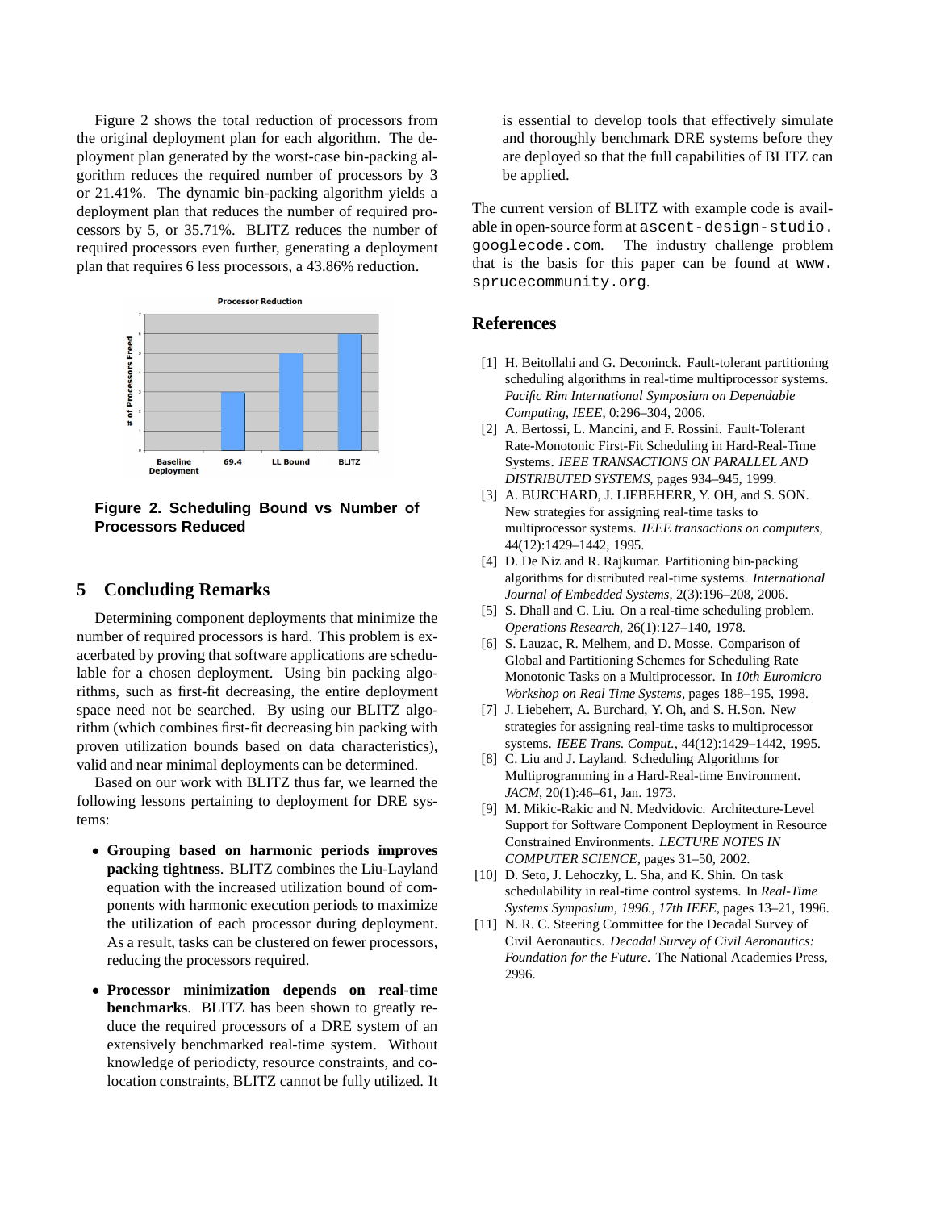Figure 2 shows the total reduction of processors from the original deployment plan for each algorithm. The deployment plan generated by the worst-case bin-packing algorithm reduces the required number of processors by 3 or 21.41%. The dynamic bin-packing algorithm yields a deployment plan that reduces the number of required processors by 5, or 35.71%. BLITZ reduces the number of required processors even further, generating a deployment plan that requires 6 less processors, a 43.86% reduction.

Processor Reduction

# of Processors Freed

0
1
2
3
4
5
6
7

Baseline Deployment
69.4
LL Bound
BLITZ

**Figure 2. Scheduling Bound vs Number of Processors Reduced**

## 5 Concluding Remarks

Determining component deployments that minimize the number of required processors is hard. This problem is exacerbated by proving that software applications are schedulable for a chosen deployment. Using bin packing algorithms, such as first-fit decreasing, the entire deployment space need not be searched. By using our BLITZ algorithm (which combines first-fit decreasing bin packing with proven utilization bounds based on data characteristics), valid and near minimal deployments can be determined.

Based on our work with BLITZ thus far, we learned the following lessons pertaining to deployment for DRE systems:

- **Grouping based on harmonic periods improves packing tightness**. BLITZ combines the Liu-Layland equation with the increased utilization bound of components with harmonic execution periods to maximize the utilization of each processor during deployment. As a result, tasks can be clustered on fewer processors, reducing the processors required.
- **Processor minimization depends on real-time benchmarks**. BLITZ has been shown to greatly reduce the required processors of a DRE system of an extensively benchmarked real-time system. Without knowledge of periodicty, resource constraints, and co-location constraints, BLITZ cannot be fully utilized. It is essential to develop tools that effectively simulate and thoroughly benchmark DRE systems before they are deployed so that the full capabilities of BLITZ can be applied.

The current version of BLITZ with example code is available in open-source form at `ascent-design-studio.googlecode.com`. The industry challenge problem that is the basis for this paper can be found at `www.sprucecommunity.org`.

## References

[1] H. Beitollahi and G. Deconinck. Fault-tolerant partitioning scheduling algorithms in real-time multiprocessor systems. *Pacific Rim International Symposium on Dependable Computing, IEEE*, 0:296–304, 2006.

[2] A. Bertossi, L. Mancini, and F. Rossini. Fault-Tolerant Rate-Monotonic First-Fit Scheduling in Hard-Real-Time Systems. *IEEE TRANSACTIONS ON PARALLEL AND DISTRIBUTED SYSTEMS*, pages 934–945, 1999.

[3] A. BURCHARD, J. LIEBEHERR, Y. OH, and S. SON. New strategies for assigning real-time tasks to multiprocessor systems. *IEEE transactions on computers*, 44(12):1429–1442, 1995.

[4] D. De Niz and R. Rajkumar. Partitioning bin-packing algorithms for distributed real-time systems. *International Journal of Embedded Systems*, 2(3):196–208, 2006.

[5] S. Dhall and C. Liu. On a real-time scheduling problem. *Operations Research*, 26(1):127–140, 1978.

[6] S. Lauzac, R. Melhem, and D. Mosse. Comparison of Global and Partitioning Schemes for Scheduling Rate Monotonic Tasks on a Multiprocessor. In *10th Euromicro Workshop on Real Time Systems*, pages 188–195, 1998.

[7] J. Liebeherr, A. Burchard, Y. Oh, and S. H.Son. New strategies for assigning real-time tasks to multiprocessor systems. *IEEE Trans. Comput.*, 44(12):1429–1442, 1995.

[8] C. Liu and J. Layland. Scheduling Algorithms for Multiprogramming in a Hard-Real-time Environment. *JACM*, 20(1):46–61, Jan. 1973.

[9] M. Mikic-Rakic and N. Medvidovic. Architecture-Level Support for Software Component Deployment in Resource Constrained Environments. *LECTURE NOTES IN COMPUTER SCIENCE*, pages 31–50, 2002.

[10] D. Seto, J. Lehoczky, L. Sha, and K. Shin. On task schedulability in real-time control systems. In *Real-Time Systems Symposium, 1996., 17th IEEE*, pages 13–21, 1996.

[11] N. R. C. Steering Committee for the Decadal Survey of Civil Aeronautics. *Decadal Survey of Civil Aeronautics: Foundation for the Future*. The National Academies Press, 2996.